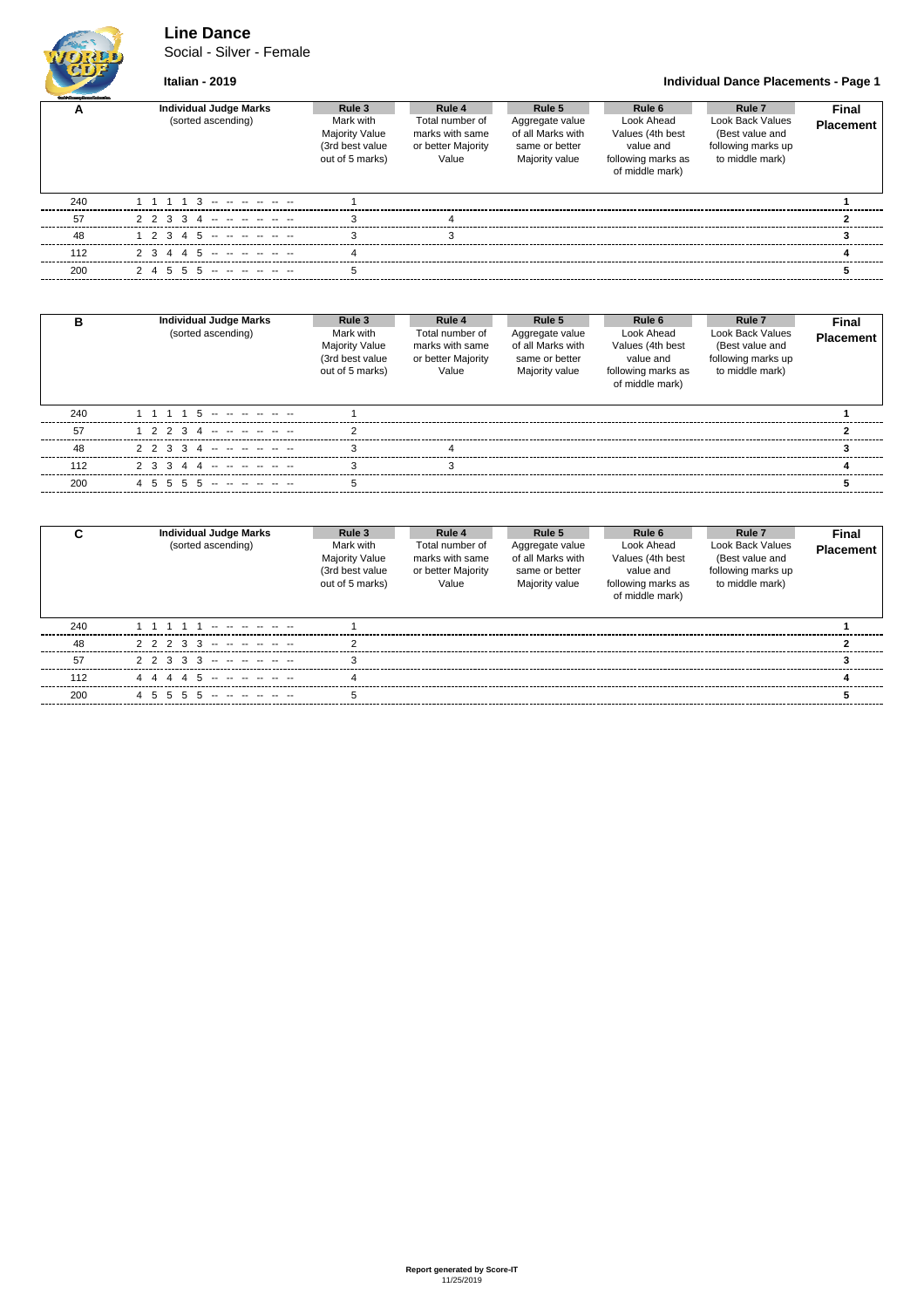# Line Dance

Social - Silver - Female

**Italian - 2019**

**Individual Dance Placements - Page 1**

| A | Individual Judge Marks (sorted ascending) | Rule 3 Mark with Majority Value (3rd best value out of 5 marks) | Rule 4 Total number of marks with same or better Majority Value | Rule 5 Aggregate value of all Marks with same or better Majority value | Rule 6 Look Ahead Values (4th best value and following marks as of middle mark) | Rule 7 Look Back Values (Best value and following marks up to middle mark) | Final Placement |
|---|---|---|---|---|---|---|---|
| 240 | 1 1 1 1 3 -- -- -- -- -- -- | 1 | | | | | **1** |
| 57 | 2 2 3 3 4 -- -- -- -- -- -- | 3 | 4 | | | | **2** |
| 48 | 1 2 3 4 5 -- -- -- -- -- -- | 3 | 3 | | | | **3** |
| 112 | 2 3 4 4 5 -- -- -- -- -- -- | 4 | | | | | **4** |
| 200 | 2 4 5 5 5 -- -- -- -- -- -- | 5 | | | | | **5** |

| B | Individual Judge Marks (sorted ascending) | Rule 3 Mark with Majority Value (3rd best value out of 5 marks) | Rule 4 Total number of marks with same or better Majority Value | Rule 5 Aggregate value of all Marks with same or better Majority value | Rule 6 Look Ahead Values (4th best value and following marks as of middle mark) | Rule 7 Look Back Values (Best value and following marks up to middle mark) | Final Placement |
|---|---|---|---|---|---|---|---|
| 240 | 1 1 1 1 5 -- -- -- -- -- -- | 1 | | | | | **1** |
| 57 | 1 2 2 3 4 -- -- -- -- -- -- | 2 | | | | | **2** |
| 48 | 2 2 3 3 4 -- -- -- -- -- -- | 3 | 4 | | | | **3** |
| 112 | 2 3 3 4 4 -- -- -- -- -- -- | 3 | 3 | | | | **4** |
| 200 | 4 5 5 5 5 -- -- -- -- -- -- | 5 | | | | | **5** |

| C | Individual Judge Marks (sorted ascending) | Rule 3 Mark with Majority Value (3rd best value out of 5 marks) | Rule 4 Total number of marks with same or better Majority Value | Rule 5 Aggregate value of all Marks with same or better Majority value | Rule 6 Look Ahead Values (4th best value and following marks as of middle mark) | Rule 7 Look Back Values (Best value and following marks up to middle mark) | Final Placement |
|---|---|---|---|---|---|---|---|
| 240 | 1 1 1 1 1 -- -- -- -- -- -- | 1 | | | | | **1** |
| 48 | 2 2 2 3 3 -- -- -- -- -- -- | 2 | | | | | **2** |
| 57 | 2 2 3 3 3 -- -- -- -- -- -- | 3 | | | | | **3** |
| 112 | 4 4 4 4 5 -- -- -- -- -- -- | 4 | | | | | **4** |
| 200 | 4 5 5 5 5 -- -- -- -- -- -- | 5 | | | | | **5** |

**Report generated by Score-IT**
11/25/2019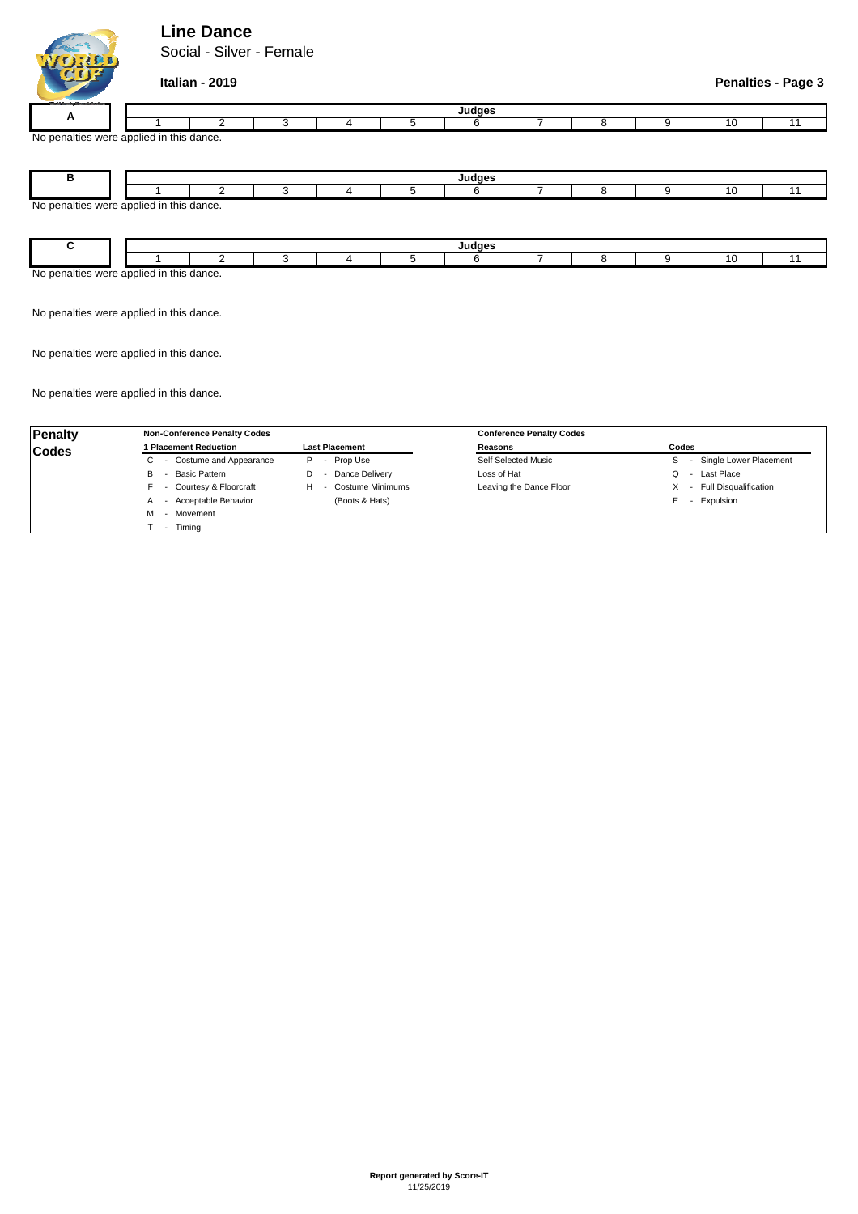# Line Dance

Social - Silver - Female

**Italian - 2019**

**Penalties - Page 3**

| A | Judges | | | | | | | | | | |
|---|---|---|---|---|---|---|---|---|---|---|---|
| | 1 | 2 | 3 | 4 | 5 | 6 | 7 | 8 | 9 | 10 | 11 |

No penalties were applied in this dance.

| B | Judges | | | | | | | | | | |
|---|---|---|---|---|---|---|---|---|---|---|---|
| | 1 | 2 | 3 | 4 | 5 | 6 | 7 | 8 | 9 | 10 | 11 |

No penalties were applied in this dance.

| C | Judges | | | | | | | | | | |
|---|---|---|---|---|---|---|---|---|---|---|---|
| | 1 | 2 | 3 | 4 | 5 | 6 | 7 | 8 | 9 | 10 | 11 |

No penalties were applied in this dance.

No penalties were applied in this dance.

No penalties were applied in this dance.

No penalties were applied in this dance.

| **Penalty Codes** | **Non-Conference Penalty Codes** | | **Conference Penalty Codes** | |
|---|---|---|---|---|
| | **1 Placement Reduction** | **Last Placement** | **Reasons** | **Codes** |
| | C - Costume and Appearance | P - Prop Use | Self Selected Music | S - Single Lower Placement |
| | B - Basic Pattern | D - Dance Delivery | Loss of Hat | Q - Last Place |
| | F - Courtesy & Floorcraft | H - Costume Minimums | Leaving the Dance Floor | X - Full Disqualification |
| | A - Acceptable Behavior | (Boots & Hats) | | E - Expulsion |
| | M - Movement | | | |
| | T - Timing | | | |

**Report generated by Score-IT**
11/25/2019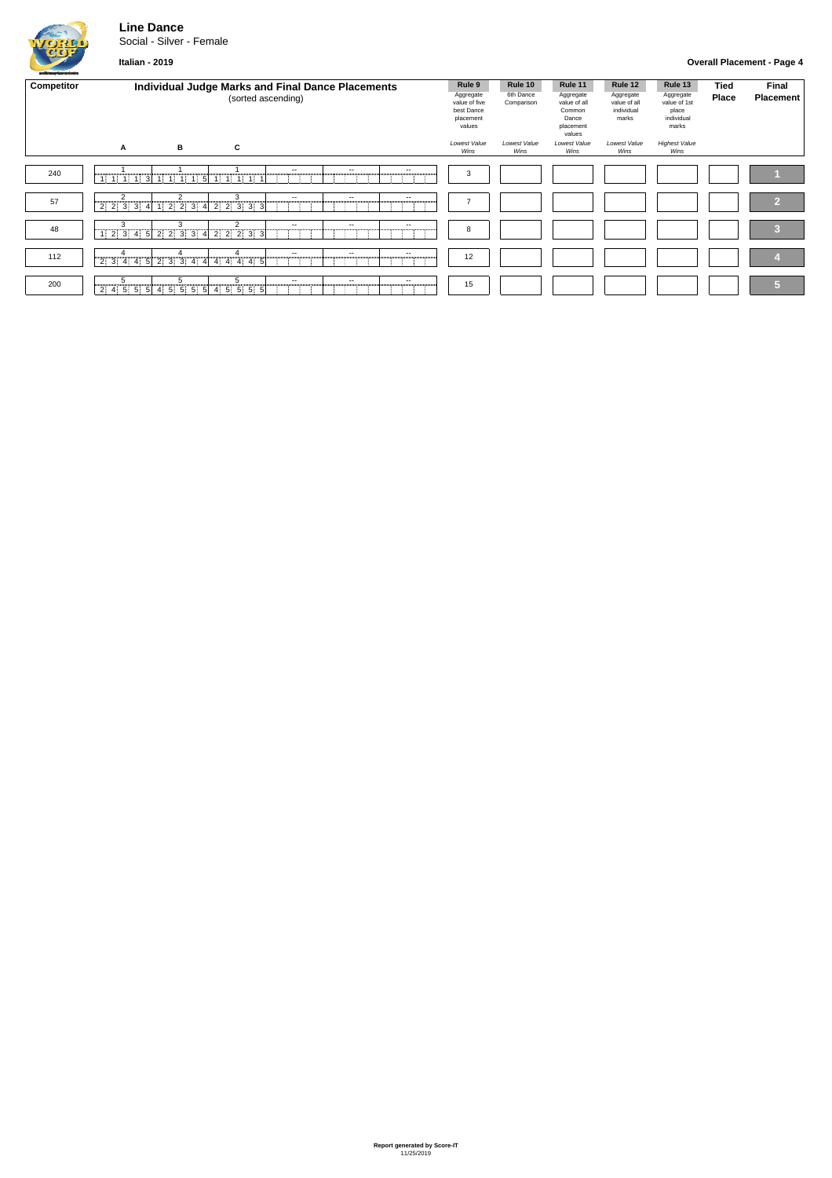# Line Dance

Social - Silver - Female

**Italian - 2019**

**Overall Placement - Page 4**

| Competitor | Individual Judge Marks and Final Dance Placements (sorted ascending) A | B | C | | | | Rule 9 Aggregate value of five best Dance placement values *Lowest Value Wins* | Rule 10 6th Dance Comparison *Lowest Value Wins* | Rule 11 Aggregate value of all Common Dance placement values *Lowest Value Wins* | Rule 12 Aggregate value of all individual marks *Lowest Value Wins* | Rule 13 Aggregate value of 1st place individual marks *Highest Value Wins* | Tied Place | Final Placement |
|---|---|---|---|---|---|---|---|---|---|---|---|---|---|
| 240 | 1 (1 1 1 1 3) | 1 (1 1 1 1 5) | 1 (1 1 1 1 1) | -- | -- | -- | 3 | | | | | | 1 |
| 57 | 2 (2 2 3 3 4) | 2 (1 2 2 3 4) | 3 (2 2 3 3 3) | -- | -- | -- | 7 | | | | | | 2 |
| 48 | 3 (1 2 3 4 5) | 3 (2 2 3 3 4) | 2 (2 2 2 3 3) | -- | -- | -- | 8 | | | | | | 3 |
| 112 | 4 (2 3 4 4 5) | 4 (2 3 3 4 4) | 4 (4 4 4 4 5) | -- | -- | -- | 12 | | | | | | 4 |
| 200 | 5 (2 4 5 5 5) | 5 (4 5 5 5 5) | 5 (4 5 5 5 5) | -- | -- | -- | 15 | | | | | | 5 |

**Report generated by Score-IT**
11/25/2019